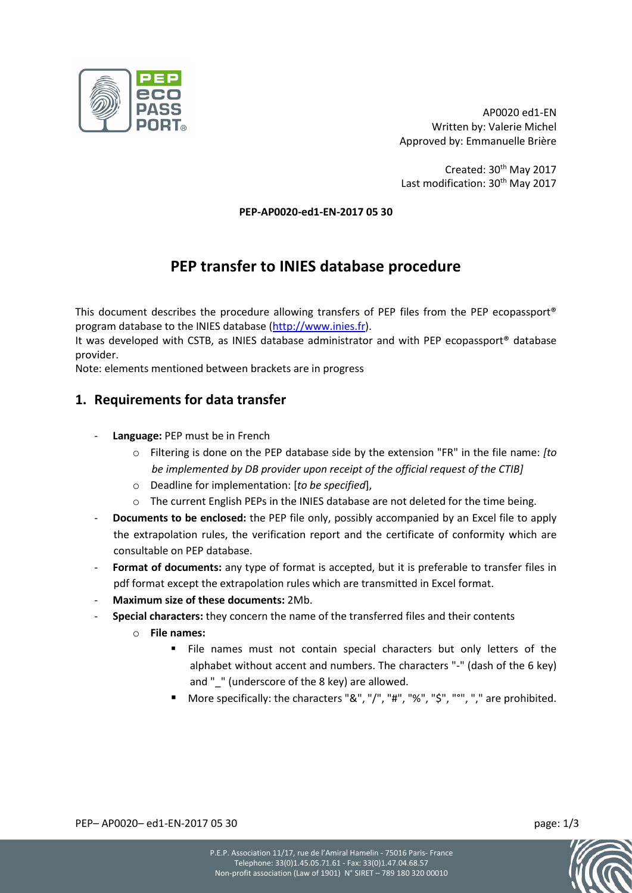AP0020 ed1-EN
Written by: Valerie Michel
Approved by: Emmanuelle Brière

Created: 30th May 2017
Last modification: 30th May 2017

**PEP-AP0020-ed1-EN-2017 05 30**

# PEP transfer to INIES database procedure

This document describes the procedure allowing transfers of PEP files from the PEP ecopassport® program database to the INIES database (http://www.inies.fr).
It was developed with CSTB, as INIES database administrator and with PEP ecopassport® database provider.
Note: elements mentioned between brackets are in progress

## 1. Requirements for data transfer

- **Language:** PEP must be in French
  - Filtering is done on the PEP database side by the extension "FR" in the file name: *[to be implemented by DB provider upon receipt of the official request of the CTIB]*
  - Deadline for implementation: [*to be specified*],
  - The current English PEPs in the INIES database are not deleted for the time being.
- **Documents to be enclosed:** the PEP file only, possibly accompanied by an Excel file to apply the extrapolation rules, the verification report and the certificate of conformity which are consultable on PEP database.
- **Format of documents:** any type of format is accepted, but it is preferable to transfer files in pdf format except the extrapolation rules which are transmitted in Excel format.
- **Maximum size of these documents:** 2Mb.
- **Special characters:** they concern the name of the transferred files and their contents
  - **File names:**
    - File names must not contain special characters but only letters of the alphabet without accent and numbers. The characters "-" (dash of the 6 key) and "_" (underscore of the 8 key) are allowed.
    - More specifically: the characters "&", "/", "#", "%", "$", "°", "," are prohibited.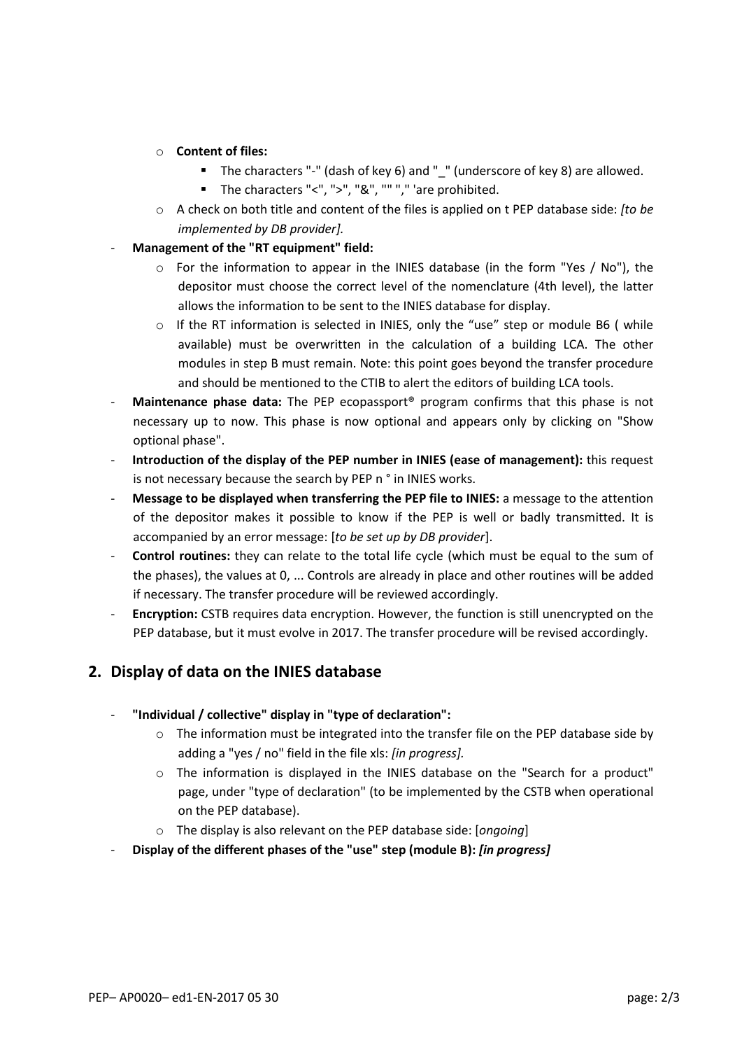- **Content of files:**
        - The characters "-" (dash of key 6) and "_" (underscore of key 8) are allowed.
        - The characters "<", ">", "&", "" "," 'are prohibited.
    - A check on both title and content of the files is applied on t PEP database side: *[to be implemented by DB provider].*
- **Management of the "RT equipment" field:**
    - For the information to appear in the INIES database (in the form "Yes / No"), the depositor must choose the correct level of the nomenclature (4th level), the latter allows the information to be sent to the INIES database for display.
    - If the RT information is selected in INIES, only the "use" step or module B6 ( while available) must be overwritten in the calculation of a building LCA. The other modules in step B must remain. Note: this point goes beyond the transfer procedure and should be mentioned to the CTIB to alert the editors of building LCA tools.
- **Maintenance phase data:** The PEP ecopassport® program confirms that this phase is not necessary up to now. This phase is now optional and appears only by clicking on "Show optional phase".
- **Introduction of the display of the PEP number in INIES (ease of management):** this request is not necessary because the search by PEP n ° in INIES works.
- **Message to be displayed when transferring the PEP file to INIES:** a message to the attention of the depositor makes it possible to know if the PEP is well or badly transmitted. It is accompanied by an error message: [*to be set up by DB provider*].
- **Control routines:** they can relate to the total life cycle (which must be equal to the sum of the phases), the values at 0, ... Controls are already in place and other routines will be added if necessary. The transfer procedure will be reviewed accordingly.
- **Encryption:** CSTB requires data encryption. However, the function is still unencrypted on the PEP database, but it must evolve in 2017. The transfer procedure will be revised accordingly.

## 2. Display of data on the INIES database

- **"Individual / collective" display in "type of declaration":**
    - The information must be integrated into the transfer file on the PEP database side by adding a "yes / no" field in the file xls: *[in progress].*
    - The information is displayed in the INIES database on the "Search for a product" page, under "type of declaration" (to be implemented by the CSTB when operational on the PEP database).
    - The display is also relevant on the PEP database side: [*ongoing*]
- **Display of the different phases of the "use" step (module B):** ***[in progress]***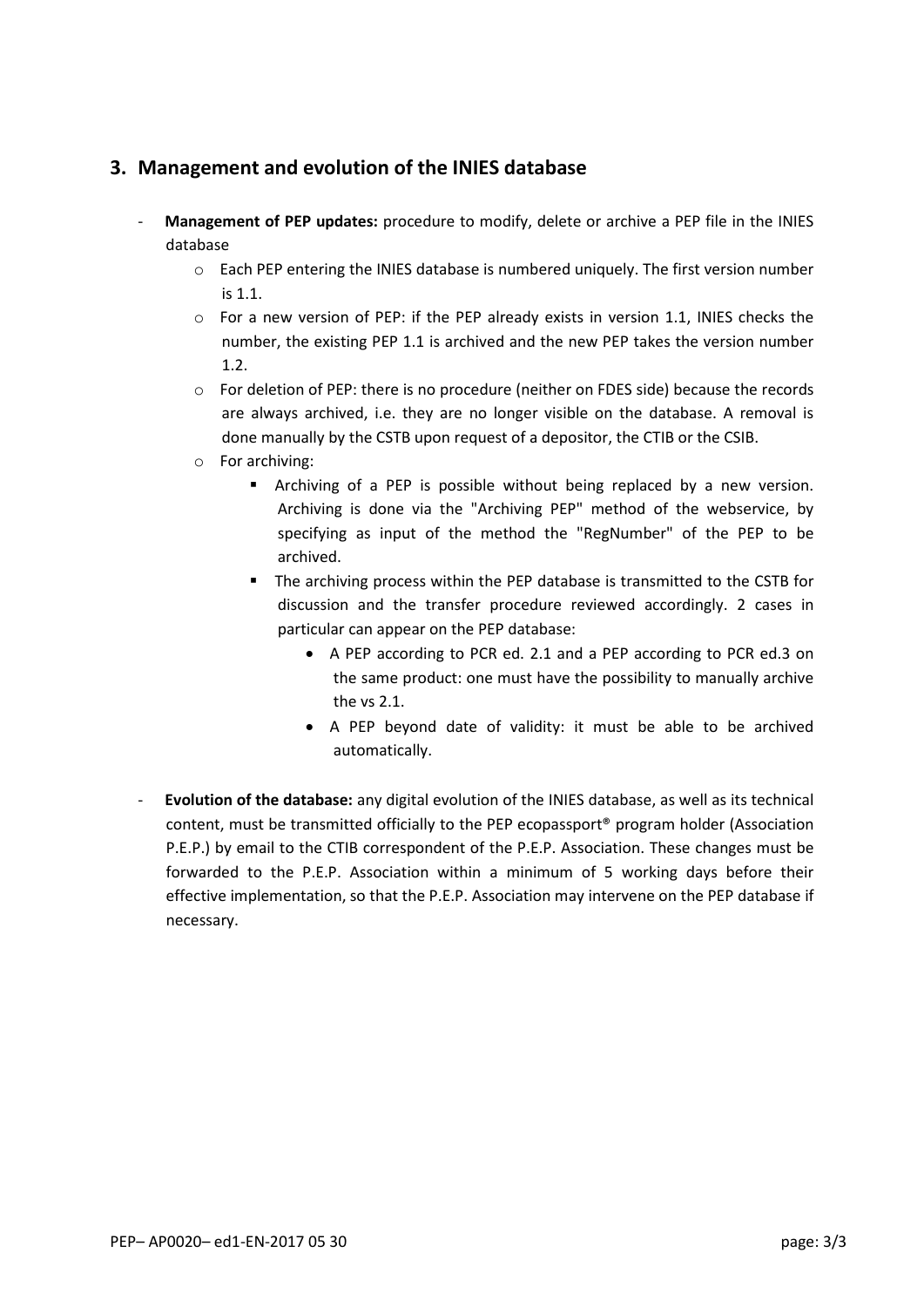## 3. Management and evolution of the INIES database

- **Management of PEP updates:** procedure to modify, delete or archive a PEP file in the INIES database
  - Each PEP entering the INIES database is numbered uniquely. The first version number is 1.1.
  - For a new version of PEP: if the PEP already exists in version 1.1, INIES checks the number, the existing PEP 1.1 is archived and the new PEP takes the version number 1.2.
  - For deletion of PEP: there is no procedure (neither on FDES side) because the records are always archived, i.e. they are no longer visible on the database. A removal is done manually by the CSTB upon request of a depositor, the CTIB or the CSIB.
  - For archiving:
    - Archiving of a PEP is possible without being replaced by a new version. Archiving is done via the "Archiving PEP" method of the webservice, by specifying as input of the method the "RegNumber" of the PEP to be archived.
    - The archiving process within the PEP database is transmitted to the CSTB for discussion and the transfer procedure reviewed accordingly. 2 cases in particular can appear on the PEP database:
      - A PEP according to PCR ed. 2.1 and a PEP according to PCR ed.3 on the same product: one must have the possibility to manually archive the vs 2.1.
      - A PEP beyond date of validity: it must be able to be archived automatically.

- **Evolution of the database:** any digital evolution of the INIES database, as well as its technical content, must be transmitted officially to the PEP ecopassport® program holder (Association P.E.P.) by email to the CTIB correspondent of the P.E.P. Association. These changes must be forwarded to the P.E.P. Association within a minimum of 5 working days before their effective implementation, so that the P.E.P. Association may intervene on the PEP database if necessary.